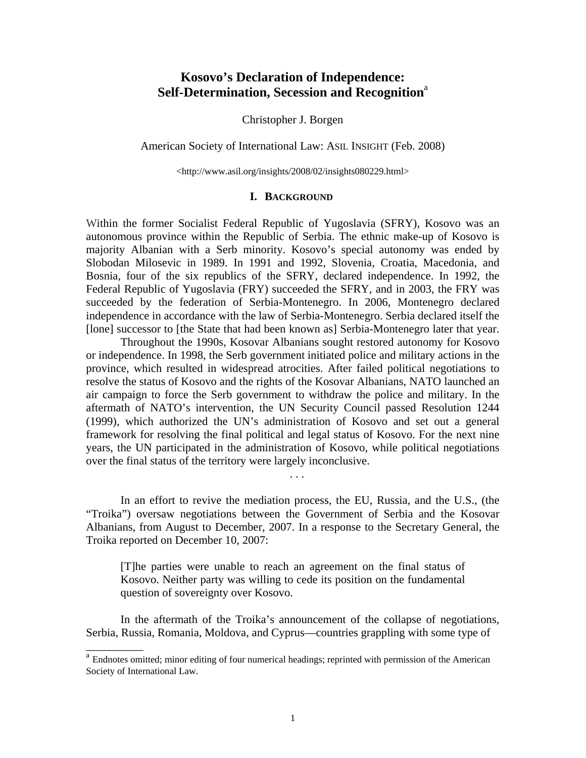# Kosovo's Declaration of Independence: Self-Determination, Secession and Recognition[a]

Christopher J. Borgen

American Society of International Law: ASIL INSIGHT (Feb. 2008)

<http://www.asil.org/insights/2008/02/insights080229.html>

## I. BACKGROUND

Within the former Socialist Federal Republic of Yugoslavia (SFRY), Kosovo was an autonomous province within the Republic of Serbia. The ethnic make-up of Kosovo is majority Albanian with a Serb minority. Kosovo's special autonomy was ended by Slobodan Milosevic in 1989. In 1991 and 1992, Slovenia, Croatia, Macedonia, and Bosnia, four of the six republics of the SFRY, declared independence. In 1992, the Federal Republic of Yugoslavia (FRY) succeeded the SFRY, and in 2003, the FRY was succeeded by the federation of Serbia-Montenegro. In 2006, Montenegro declared independence in accordance with the law of Serbia-Montenegro. Serbia declared itself the [lone] successor to [the State that had been known as] Serbia-Montenegro later that year.

Throughout the 1990s, Kosovar Albanians sought restored autonomy for Kosovo or independence. In 1998, the Serb government initiated police and military actions in the province, which resulted in widespread atrocities. After failed political negotiations to resolve the status of Kosovo and the rights of the Kosovar Albanians, NATO launched an air campaign to force the Serb government to withdraw the police and military. In the aftermath of NATO's intervention, the UN Security Council passed Resolution 1244 (1999), which authorized the UN's administration of Kosovo and set out a general framework for resolving the final political and legal status of Kosovo. For the next nine years, the UN participated in the administration of Kosovo, while political negotiations over the final status of the territory were largely inconclusive.

. . .

In an effort to revive the mediation process, the EU, Russia, and the U.S., (the "Troika") oversaw negotiations between the Government of Serbia and the Kosovar Albanians, from August to December, 2007. In a response to the Secretary General, the Troika reported on December 10, 2007:

> [T]he parties were unable to reach an agreement on the final status of Kosovo. Neither party was willing to cede its position on the fundamental question of sovereignty over Kosovo.

In the aftermath of the Troika's announcement of the collapse of negotiations, Serbia, Russia, Romania, Moldova, and Cyprus—countries grappling with some type of

---

[a] Endnotes omitted; minor editing of four numerical headings; reprinted with permission of the American Society of International Law.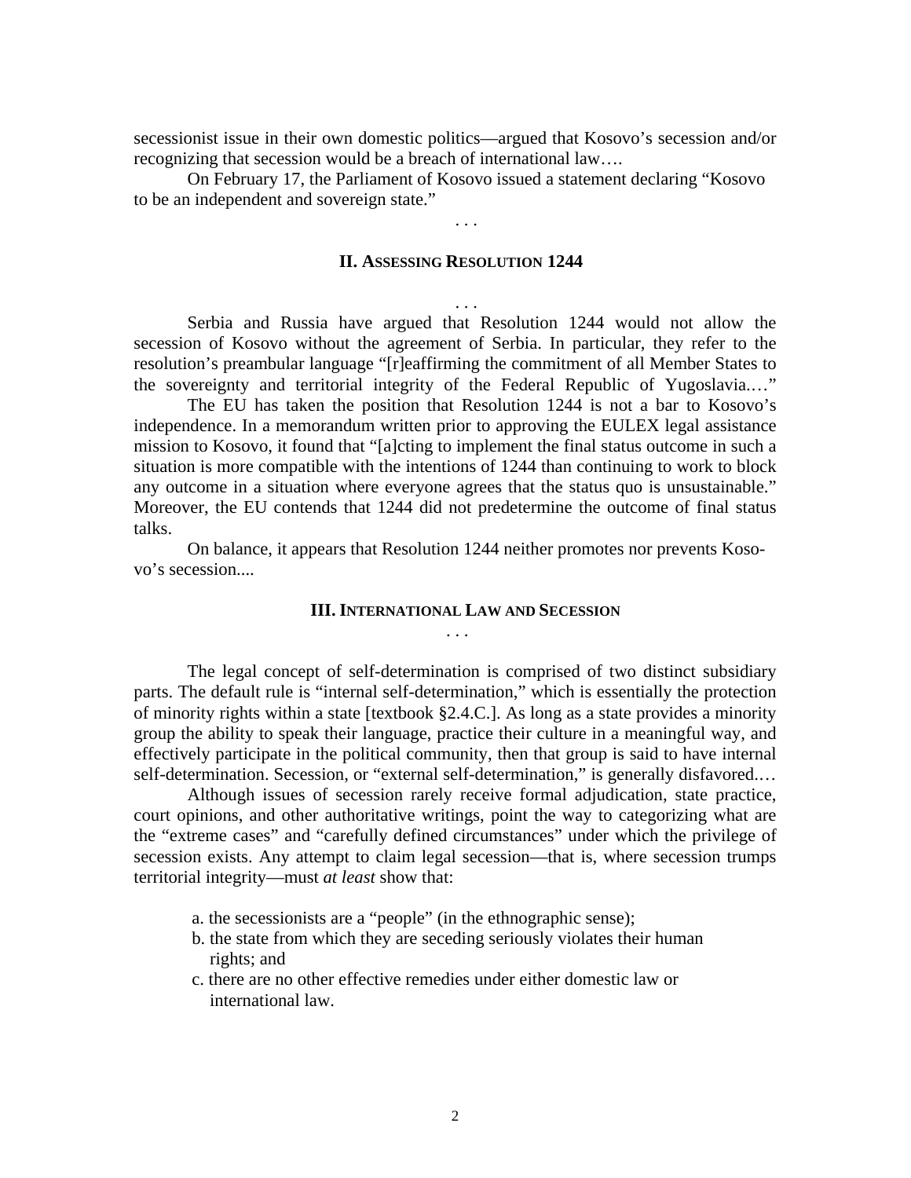secessionist issue in their own domestic politics—argued that Kosovo's secession and/or recognizing that secession would be a breach of international law….

On February 17, the Parliament of Kosovo issued a statement declaring "Kosovo to be an independent and sovereign state."

. . .

## II. Assessing Resolution 1244

. . .

Serbia and Russia have argued that Resolution 1244 would not allow the secession of Kosovo without the agreement of Serbia. In particular, they refer to the resolution's preambular language "[r]eaffirming the commitment of all Member States to the sovereignty and territorial integrity of the Federal Republic of Yugoslavia.…"

The EU has taken the position that Resolution 1244 is not a bar to Kosovo's independence. In a memorandum written prior to approving the EULEX legal assistance mission to Kosovo, it found that "[a]cting to implement the final status outcome in such a situation is more compatible with the intentions of 1244 than continuing to work to block any outcome in a situation where everyone agrees that the status quo is unsustainable." Moreover, the EU contends that 1244 did not predetermine the outcome of final status talks.

On balance, it appears that Resolution 1244 neither promotes nor prevents Kosovo's secession....

## III. International Law and Secession

. . .

The legal concept of self-determination is comprised of two distinct subsidiary parts. The default rule is "internal self-determination," which is essentially the protection of minority rights within a state [textbook §2.4.C.]. As long as a state provides a minority group the ability to speak their language, practice their culture in a meaningful way, and effectively participate in the political community, then that group is said to have internal self-determination. Secession, or "external self-determination," is generally disfavored.…

Although issues of secession rarely receive formal adjudication, state practice, court opinions, and other authoritative writings, point the way to categorizing what are the "extreme cases" and "carefully defined circumstances" under which the privilege of secession exists. Any attempt to claim legal secession—that is, where secession trumps territorial integrity—must *at least* show that:

a. the secessionists are a "people" (in the ethnographic sense);
b. the state from which they are seceding seriously violates their human rights; and
c. there are no other effective remedies under either domestic law or international law.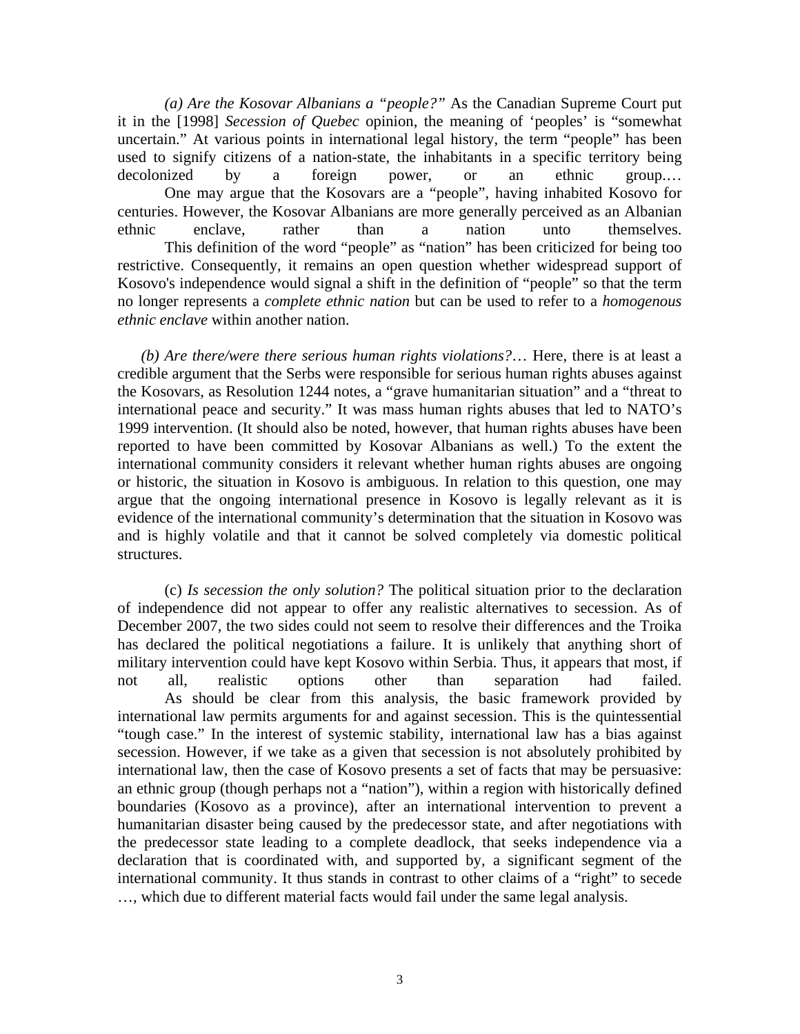*(a) Are the Kosovar Albanians a "people?"* As the Canadian Supreme Court put it in the [1998] *Secession of Quebec* opinion, the meaning of 'peoples' is "somewhat uncertain." At various points in international legal history, the term "people" has been used to signify citizens of a nation-state, the inhabitants in a specific territory being decolonized by a foreign power, or an ethnic group.…

One may argue that the Kosovars are a "people", having inhabited Kosovo for centuries. However, the Kosovar Albanians are more generally perceived as an Albanian ethnic enclave, rather than a nation unto themselves.

This definition of the word "people" as "nation" has been criticized for being too restrictive. Consequently, it remains an open question whether widespread support of Kosovo's independence would signal a shift in the definition of "people" so that the term no longer represents a *complete ethnic nation* but can be used to refer to a *homogenous ethnic enclave* within another nation.

*(b) Are there/were there serious human rights violations?…* Here, there is at least a credible argument that the Serbs were responsible for serious human rights abuses against the Kosovars, as Resolution 1244 notes, a "grave humanitarian situation" and a "threat to international peace and security." It was mass human rights abuses that led to NATO's 1999 intervention. (It should also be noted, however, that human rights abuses have been reported to have been committed by Kosovar Albanians as well.) To the extent the international community considers it relevant whether human rights abuses are ongoing or historic, the situation in Kosovo is ambiguous. In relation to this question, one may argue that the ongoing international presence in Kosovo is legally relevant as it is evidence of the international community's determination that the situation in Kosovo was and is highly volatile and that it cannot be solved completely via domestic political structures.

(c) *Is secession the only solution?* The political situation prior to the declaration of independence did not appear to offer any realistic alternatives to secession. As of December 2007, the two sides could not seem to resolve their differences and the Troika has declared the political negotiations a failure. It is unlikely that anything short of military intervention could have kept Kosovo within Serbia. Thus, it appears that most, if not all, realistic options other than separation had failed.

As should be clear from this analysis, the basic framework provided by international law permits arguments for and against secession. This is the quintessential "tough case." In the interest of systemic stability, international law has a bias against secession. However, if we take as a given that secession is not absolutely prohibited by international law, then the case of Kosovo presents a set of facts that may be persuasive: an ethnic group (though perhaps not a "nation"), within a region with historically defined boundaries (Kosovo as a province), after an international intervention to prevent a humanitarian disaster being caused by the predecessor state, and after negotiations with the predecessor state leading to a complete deadlock, that seeks independence via a declaration that is coordinated with, and supported by, a significant segment of the international community. It thus stands in contrast to other claims of a "right" to secede …, which due to different material facts would fail under the same legal analysis.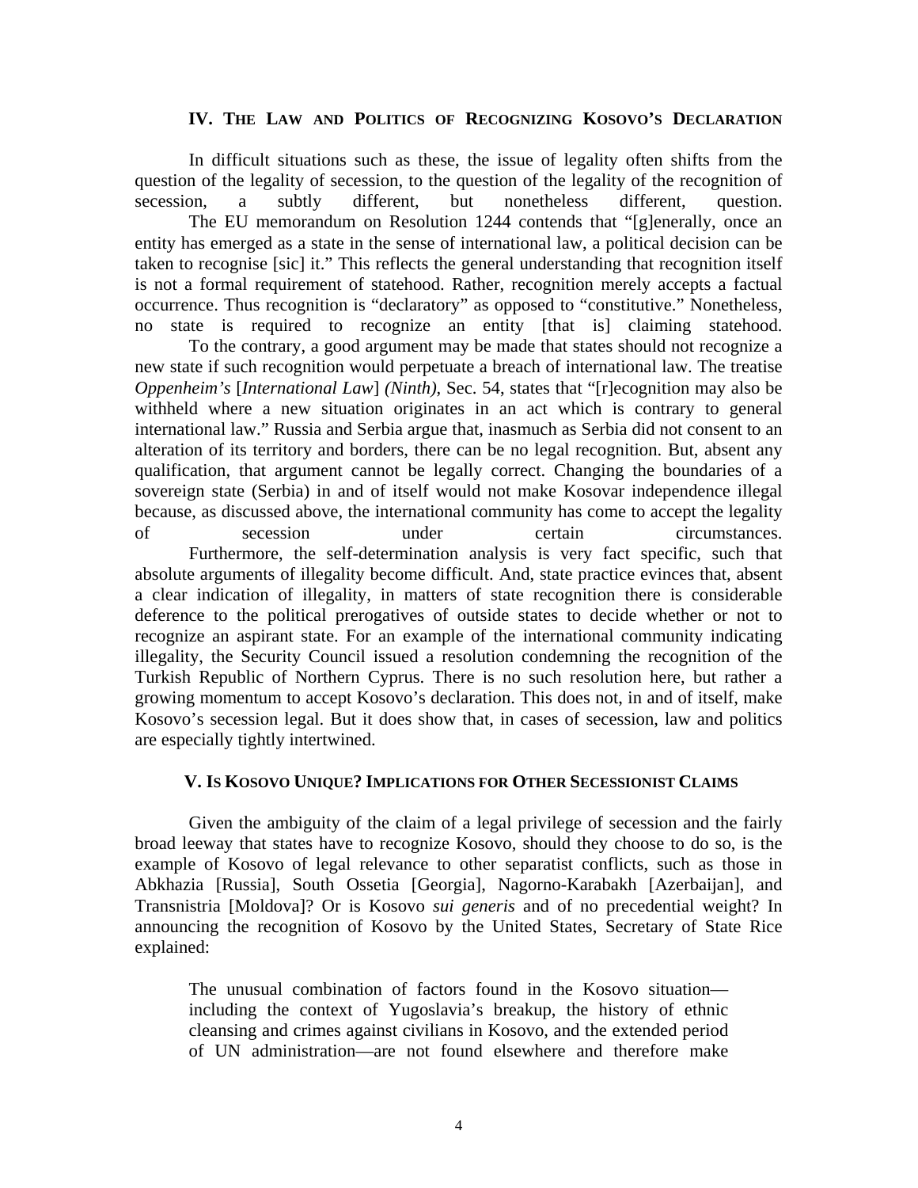## IV. The Law and Politics of Recognizing Kosovo's Declaration

In difficult situations such as these, the issue of legality often shifts from the question of the legality of secession, to the question of the legality of the recognition of secession, a subtly different, but nonetheless different, question.

The EU memorandum on Resolution 1244 contends that "[g]enerally, once an entity has emerged as a state in the sense of international law, a political decision can be taken to recognise [sic] it." This reflects the general understanding that recognition itself is not a formal requirement of statehood. Rather, recognition merely accepts a factual occurrence. Thus recognition is "declaratory" as opposed to "constitutive." Nonetheless, no state is required to recognize an entity [that is] claiming statehood.

To the contrary, a good argument may be made that states should not recognize a new state if such recognition would perpetuate a breach of international law. The treatise *Oppenheim's* [*International Law*] *(Ninth)*, Sec. 54, states that "[r]ecognition may also be withheld where a new situation originates in an act which is contrary to general international law." Russia and Serbia argue that, inasmuch as Serbia did not consent to an alteration of its territory and borders, there can be no legal recognition. But, absent any qualification, that argument cannot be legally correct. Changing the boundaries of a sovereign state (Serbia) in and of itself would not make Kosovar independence illegal because, as discussed above, the international community has come to accept the legality of secession under certain circumstances.

Furthermore, the self-determination analysis is very fact specific, such that absolute arguments of illegality become difficult. And, state practice evinces that, absent a clear indication of illegality, in matters of state recognition there is considerable deference to the political prerogatives of outside states to decide whether or not to recognize an aspirant state. For an example of the international community indicating illegality, the Security Council issued a resolution condemning the recognition of the Turkish Republic of Northern Cyprus. There is no such resolution here, but rather a growing momentum to accept Kosovo's declaration. This does not, in and of itself, make Kosovo's secession legal. But it does show that, in cases of secession, law and politics are especially tightly intertwined.

## V. Is Kosovo Unique? Implications for Other Secessionist Claims

Given the ambiguity of the claim of a legal privilege of secession and the fairly broad leeway that states have to recognize Kosovo, should they choose to do so, is the example of Kosovo of legal relevance to other separatist conflicts, such as those in Abkhazia [Russia], South Ossetia [Georgia], Nagorno-Karabakh [Azerbaijan], and Transnistria [Moldova]? Or is Kosovo *sui generis* and of no precedential weight? In announcing the recognition of Kosovo by the United States, Secretary of State Rice explained:

> The unusual combination of factors found in the Kosovo situation—including the context of Yugoslavia's breakup, the history of ethnic cleansing and crimes against civilians in Kosovo, and the extended period of UN administration—are not found elsewhere and therefore make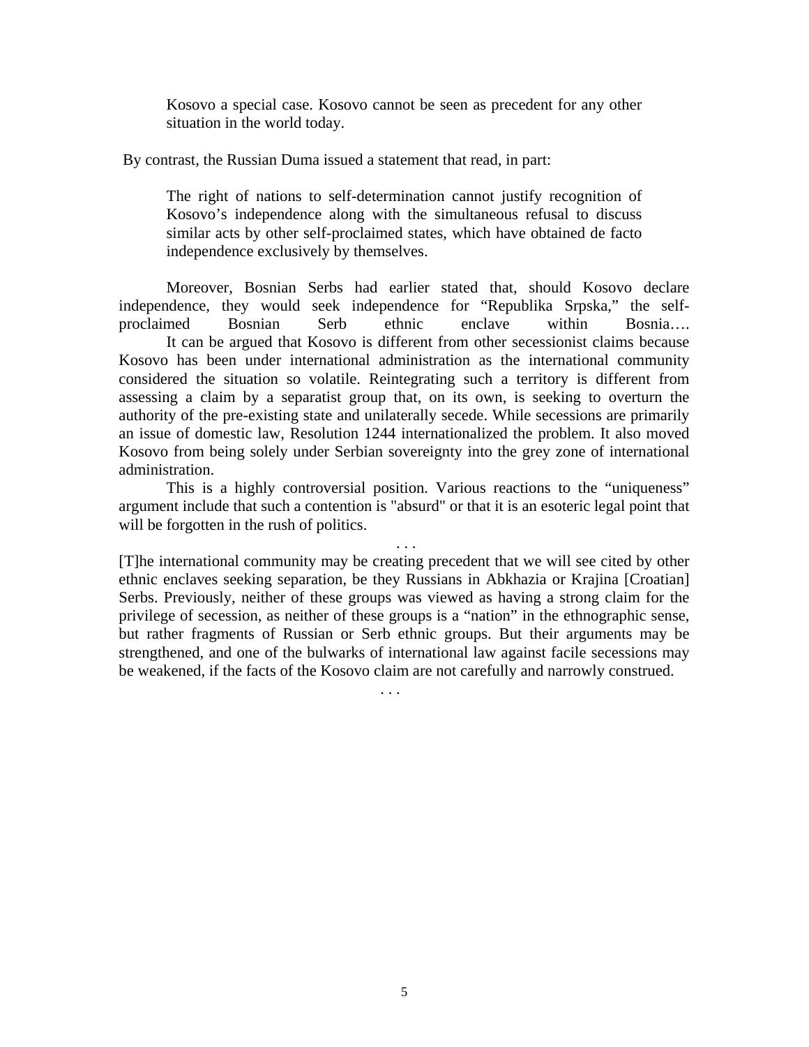> Kosovo a special case. Kosovo cannot be seen as precedent for any other situation in the world today.

By contrast, the Russian Duma issued a statement that read, in part:

> The right of nations to self-determination cannot justify recognition of Kosovo's independence along with the simultaneous refusal to discuss similar acts by other self-proclaimed states, which have obtained de facto independence exclusively by themselves.

Moreover, Bosnian Serbs had earlier stated that, should Kosovo declare independence, they would seek independence for "Republika Srpska," the self-proclaimed Bosnian Serb ethnic enclave within Bosnia….

It can be argued that Kosovo is different from other secessionist claims because Kosovo has been under international administration as the international community considered the situation so volatile. Reintegrating such a territory is different from assessing a claim by a separatist group that, on its own, is seeking to overturn the authority of the pre-existing state and unilaterally secede. While secessions are primarily an issue of domestic law, Resolution 1244 internationalized the problem. It also moved Kosovo from being solely under Serbian sovereignty into the grey zone of international administration.

This is a highly controversial position. Various reactions to the "uniqueness" argument include that such a contention is "absurd" or that it is an esoteric legal point that will be forgotten in the rush of politics.

. . .

[T]he international community may be creating precedent that we will see cited by other ethnic enclaves seeking separation, be they Russians in Abkhazia or Krajina [Croatian] Serbs. Previously, neither of these groups was viewed as having a strong claim for the privilege of secession, as neither of these groups is a "nation" in the ethnographic sense, but rather fragments of Russian or Serb ethnic groups. But their arguments may be strengthened, and one of the bulwarks of international law against facile secessions may be weakened, if the facts of the Kosovo claim are not carefully and narrowly construed.

. . .